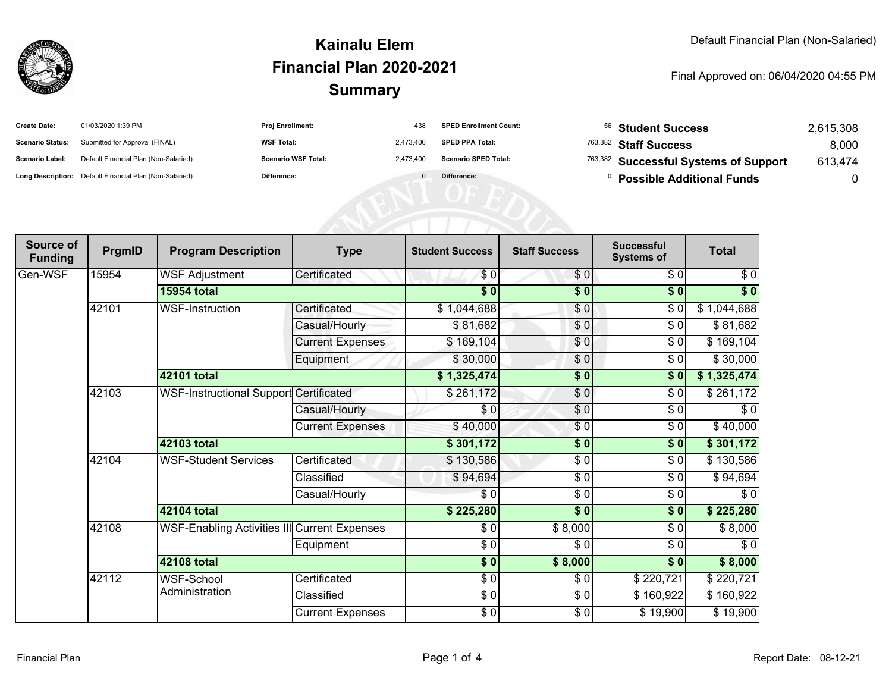# Kainalu Elem
## Financial Plan 2020-2021
## Summary

Default Financial Plan (Non-Salaried)

Final Approved on: 06/04/2020 04:55 PM

| | | | | | |
|---|---|---|---|---|---|
| **Create Date:** | 01/03/2020 1:39 PM | **Proj Enrollment:** | 438 | **SPED Enrollment Count:** | 56 |
| **Scenario Status:** | Submitted for Approval (FINAL) | **WSF Total:** | 2,473,400 | **SPED PPA Total:** | 763,382 |
| **Scenario Label:** | Default Financial Plan (Non-Salaried) | **Scenario WSF Total:** | 2,473,400 | **Scenario SPED Total:** | 763,382 |
| **Long Description:** | Default Financial Plan (Non-Salaried) | **Difference:** | 0 | **Difference:** | 0 |

| | |
|---|---|
| **Student Success** | 2,615,308 |
| **Staff Success** | 8,000 |
| **Successful Systems of Support** | 613,474 |
| **Possible Additional Funds** | 0 |

| Source of Funding | PrgmID | Program Description | Type | Student Success | Staff Success | Successful Systems of | Total |
|---|---|---|---|---|---|---|---|
| Gen-WSF | 15954 | WSF Adjustment | Certificated | $ 0 | $ 0 | $ 0 | $ 0 |
| | | **15954 total** | | **$ 0** | **$ 0** | **$ 0** | **$ 0** |
| | 42101 | WSF-Instruction | Certificated | $ 1,044,688 | $ 0 | $ 0 | $ 1,044,688 |
| | | | Casual/Hourly | $ 81,682 | $ 0 | $ 0 | $ 81,682 |
| | | | Current Expenses | $ 169,104 | $ 0 | $ 0 | $ 169,104 |
| | | | Equipment | $ 30,000 | $ 0 | $ 0 | $ 30,000 |
| | | **42101 total** | | **$ 1,325,474** | **$ 0** | **$ 0** | **$ 1,325,474** |
| | 42103 | WSF-Instructional Support | Certificated | $ 261,172 | $ 0 | $ 0 | $ 261,172 |
| | | | Casual/Hourly | $ 0 | $ 0 | $ 0 | $ 0 |
| | | | Current Expenses | $ 40,000 | $ 0 | $ 0 | $ 40,000 |
| | | **42103 total** | | **$ 301,172** | **$ 0** | **$ 0** | **$ 301,172** |
| | 42104 | WSF-Student Services | Certificated | $ 130,586 | $ 0 | $ 0 | $ 130,586 |
| | | | Classified | $ 94,694 | $ 0 | $ 0 | $ 94,694 |
| | | | Casual/Hourly | $ 0 | $ 0 | $ 0 | $ 0 |
| | | **42104 total** | | **$ 225,280** | **$ 0** | **$ 0** | **$ 225,280** |
| | 42108 | WSF-Enabling Activities III | Current Expenses | $ 0 | $ 8,000 | $ 0 | $ 8,000 |
| | | | Equipment | $ 0 | $ 0 | $ 0 | $ 0 |
| | | **42108 total** | | **$ 0** | **$ 8,000** | **$ 0** | **$ 8,000** |
| | 42112 | WSF-School Administration | Certificated | $ 0 | $ 0 | $ 220,721 | $ 220,721 |
| | | | Classified | $ 0 | $ 0 | $ 160,922 | $ 160,922 |
| | | | Current Expenses | $ 0 | $ 0 | $ 19,900 | $ 19,900 |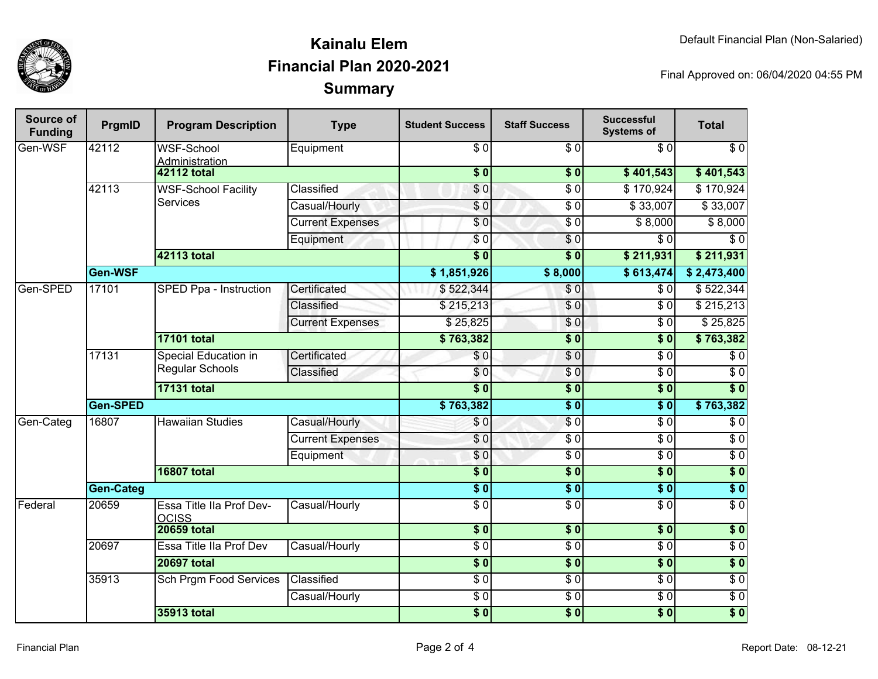# Kainalu Elem
## Financial Plan 2020-2021
## Summary

Default Financial Plan (Non-Salaried)

Final Approved on: 06/04/2020 04:55 PM

| Source of Funding | PrgmID | Program Description | Type | Student Success | Staff Success | Successful Systems of | Total |
|---|---|---|---|---|---|---|---|
| Gen-WSF | 42112 | WSF-School Administration | Equipment | $ 0 | $ 0 | $ 0 | $ 0 |
| | | **42112 total** | | **$ 0** | **$ 0** | **$ 401,543** | **$ 401,543** |
| | 42113 | WSF-School Facility Services | Classified | $ 0 | $ 0 | $ 170,924 | $ 170,924 |
| | | | Casual/Hourly | $ 0 | $ 0 | $ 33,007 | $ 33,007 |
| | | | Current Expenses | $ 0 | $ 0 | $ 8,000 | $ 8,000 |
| | | | Equipment | $ 0 | $ 0 | $ 0 | $ 0 |
| | | **42113 total** | | **$ 0** | **$ 0** | **$ 211,931** | **$ 211,931** |
| | **Gen-WSF** | | | **$ 1,851,926** | **$ 8,000** | **$ 613,474** | **$ 2,473,400** |
| Gen-SPED | 17101 | SPED Ppa - Instruction | Certificated | $ 522,344 | $ 0 | $ 0 | $ 522,344 |
| | | | Classified | $ 215,213 | $ 0 | $ 0 | $ 215,213 |
| | | | Current Expenses | $ 25,825 | $ 0 | $ 0 | $ 25,825 |
| | | **17101 total** | | **$ 763,382** | **$ 0** | **$ 0** | **$ 763,382** |
| | 17131 | Special Education in Regular Schools | Certificated | $ 0 | $ 0 | $ 0 | $ 0 |
| | | | Classified | $ 0 | $ 0 | $ 0 | $ 0 |
| | | **17131 total** | | **$ 0** | **$ 0** | **$ 0** | **$ 0** |
| | **Gen-SPED** | | | **$ 763,382** | **$ 0** | **$ 0** | **$ 763,382** |
| Gen-Categ | 16807 | Hawaiian Studies | Casual/Hourly | $ 0 | $ 0 | $ 0 | $ 0 |
| | | | Current Expenses | $ 0 | $ 0 | $ 0 | $ 0 |
| | | | Equipment | $ 0 | $ 0 | $ 0 | $ 0 |
| | | **16807 total** | | **$ 0** | **$ 0** | **$ 0** | **$ 0** |
| | **Gen-Categ** | | | **$ 0** | **$ 0** | **$ 0** | **$ 0** |
| Federal | 20659 | Essa Title IIa Prof Dev-OCISS | Casual/Hourly | $ 0 | $ 0 | $ 0 | $ 0 |
| | | **20659 total** | | **$ 0** | **$ 0** | **$ 0** | **$ 0** |
| | 20697 | Essa Title IIa Prof Dev | Casual/Hourly | $ 0 | $ 0 | $ 0 | $ 0 |
| | | **20697 total** | | **$ 0** | **$ 0** | **$ 0** | **$ 0** |
| | 35913 | Sch Prgm Food Services | Classified | $ 0 | $ 0 | $ 0 | $ 0 |
| | | | Casual/Hourly | $ 0 | $ 0 | $ 0 | $ 0 |
| | | **35913 total** | | **$ 0** | **$ 0** | **$ 0** | **$ 0** |

Financial Plan

Report Date: 08-12-21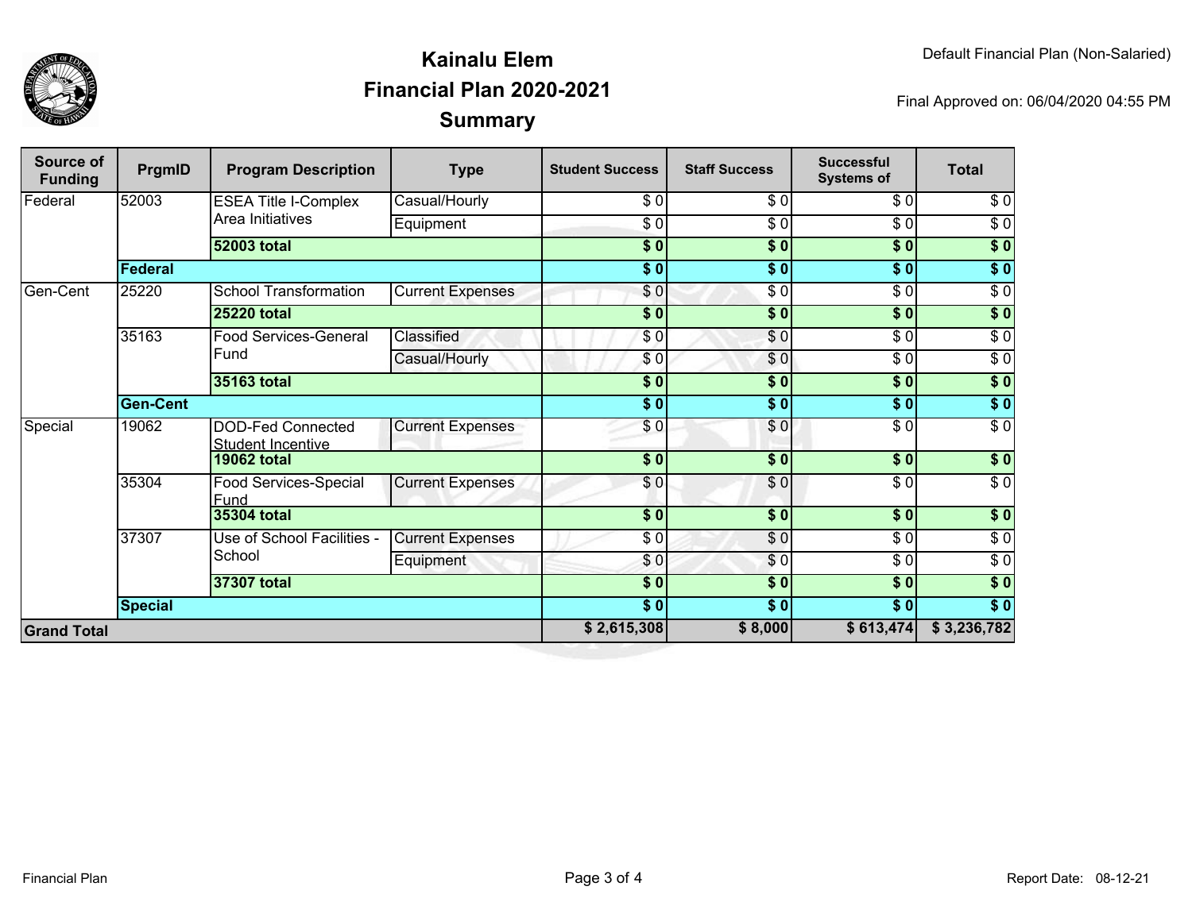# Kainalu Elem
## Financial Plan 2020-2021
## Summary

Default Financial Plan (Non-Salaried)

Final Approved on: 06/04/2020 04:55 PM

| Source of Funding | PrgmID | Program Description | Type | Student Success | Staff Success | Successful Systems of | Total |
|---|---|---|---|---|---|---|---|
| Federal | 52003 | ESEA Title I-Complex Area Initiatives | Casual/Hourly | $ 0 | $ 0 | $ 0 | $ 0 |
| | | | Equipment | $ 0 | $ 0 | $ 0 | $ 0 |
| | | **52003 total** | | **$ 0** | **$ 0** | **$ 0** | **$ 0** |
| | **Federal** | | | **$ 0** | **$ 0** | **$ 0** | **$ 0** |
| Gen-Cent | 25220 | School Transformation | Current Expenses | $ 0 | $ 0 | $ 0 | $ 0 |
| | | **25220 total** | | **$ 0** | **$ 0** | **$ 0** | **$ 0** |
| | 35163 | Food Services-General Fund | Classified | $ 0 | $ 0 | $ 0 | $ 0 |
| | | | Casual/Hourly | $ 0 | $ 0 | $ 0 | $ 0 |
| | | **35163 total** | | **$ 0** | **$ 0** | **$ 0** | **$ 0** |
| | **Gen-Cent** | | | **$ 0** | **$ 0** | **$ 0** | **$ 0** |
| Special | 19062 | DOD-Fed Connected Student Incentive | Current Expenses | $ 0 | $ 0 | $ 0 | $ 0 |
| | | **19062 total** | | **$ 0** | **$ 0** | **$ 0** | **$ 0** |
| | 35304 | Food Services-Special Fund | Current Expenses | $ 0 | $ 0 | $ 0 | $ 0 |
| | | **35304 total** | | **$ 0** | **$ 0** | **$ 0** | **$ 0** |
| | 37307 | Use of School Facilities - School | Current Expenses | $ 0 | $ 0 | $ 0 | $ 0 |
| | | | Equipment | $ 0 | $ 0 | $ 0 | $ 0 |
| | | **37307 total** | | **$ 0** | **$ 0** | **$ 0** | **$ 0** |
| | **Special** | | | **$ 0** | **$ 0** | **$ 0** | **$ 0** |
| **Grand Total** | | | | **$ 2,615,308** | **$ 8,000** | **$ 613,474** | **$ 3,236,782** |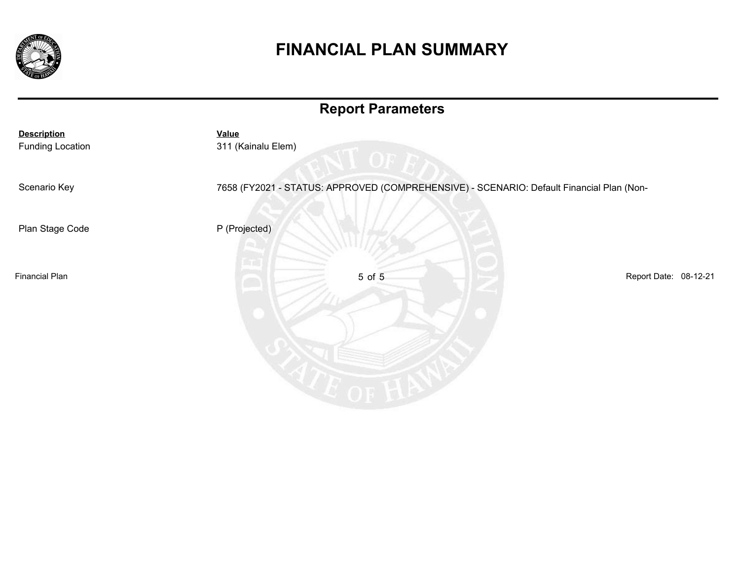# FINANCIAL PLAN SUMMARY

## Report Parameters

| Description | Value |
|---|---|
| Funding Location | 311 (Kainalu Elem) |
| Scenario Key | 7658 (FY2021 - STATUS: APPROVED (COMPREHENSIVE) - SCENARIO: Default Financial Plan (Non- |
| Plan Stage Code | P (Projected) |